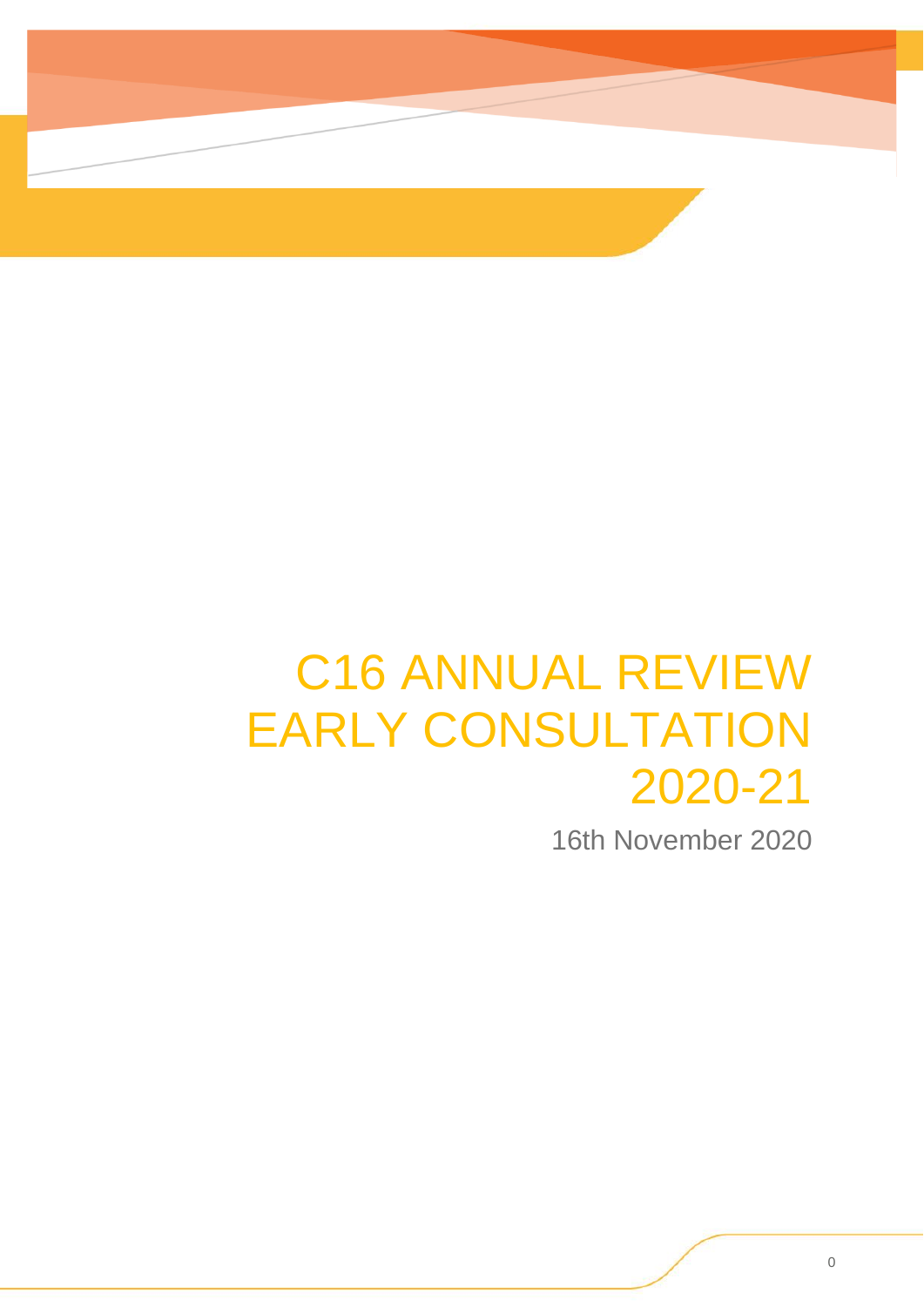# C16 ANNUAL REVIEW EARLY CONSULTATION 2020-21

16th November 2020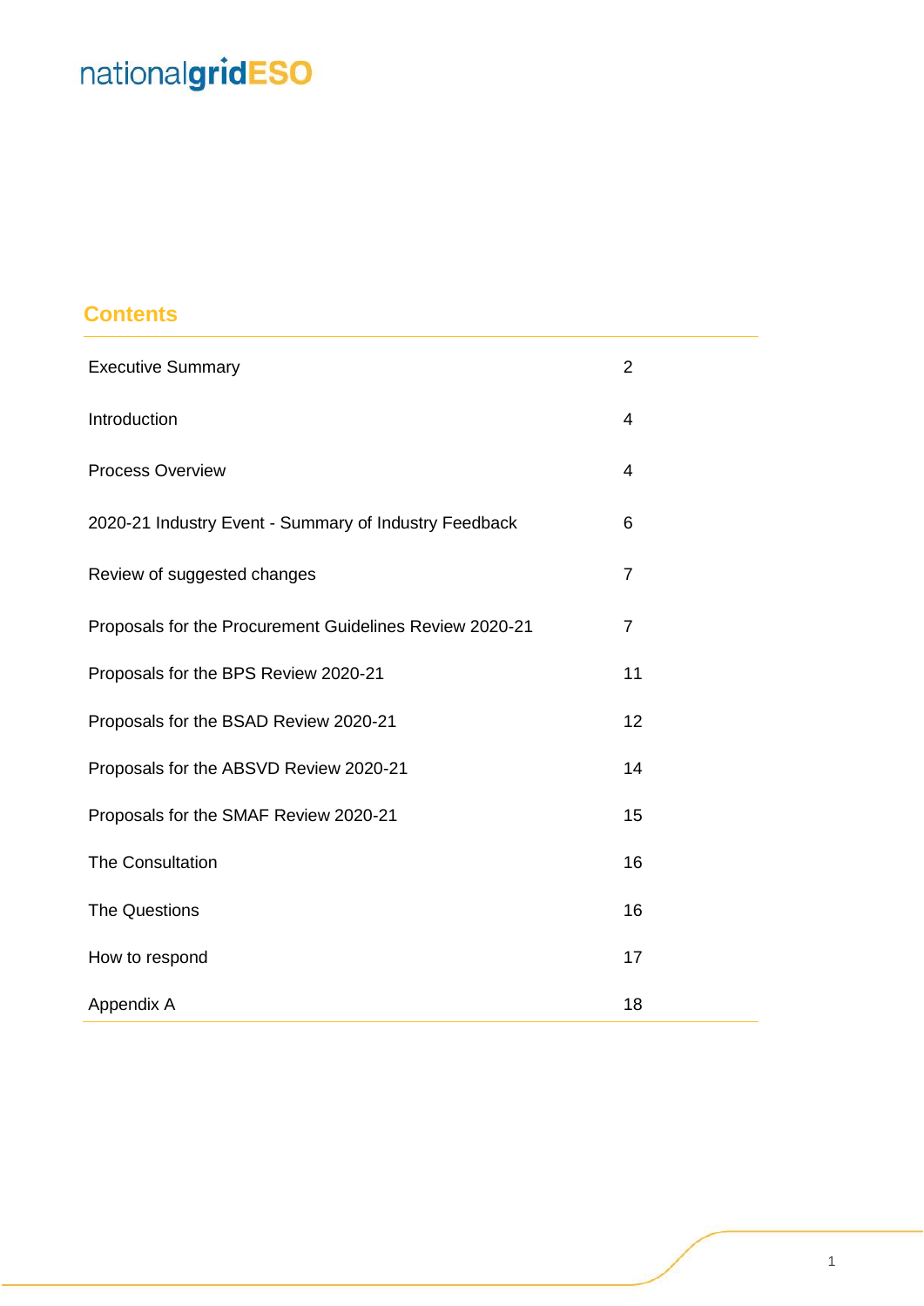nationalgridESO

## Contents

| | |
|---|---|
| Executive Summary | 2 |
| Introduction | 4 |
| Process Overview | 4 |
| 2020-21 Industry Event - Summary of Industry Feedback | 6 |
| Review of suggested changes | 7 |
| Proposals for the Procurement Guidelines Review 2020-21 | 7 |
| Proposals for the BPS Review 2020-21 | 11 |
| Proposals for the BSAD Review 2020-21 | 12 |
| Proposals for the ABSVD Review 2020-21 | 14 |
| Proposals for the SMAF Review 2020-21 | 15 |
| The Consultation | 16 |
| The Questions | 16 |
| How to respond | 17 |
| Appendix A | 18 |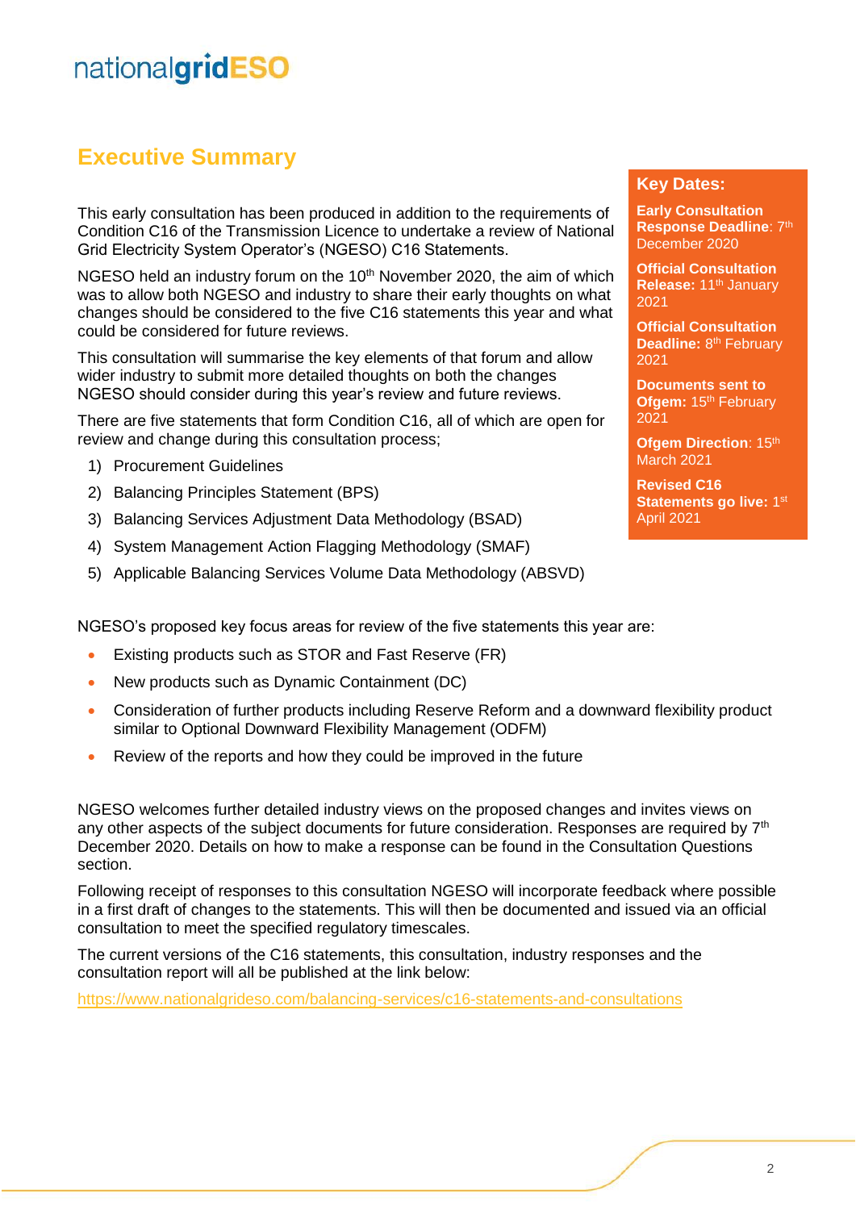# Executive Summary

This early consultation has been produced in addition to the requirements of Condition C16 of the Transmission Licence to undertake a review of National Grid Electricity System Operator's (NGESO) C16 Statements.

NGESO held an industry forum on the 10th November 2020, the aim of which was to allow both NGESO and industry to share their early thoughts on what changes should be considered to the five C16 statements this year and what could be considered for future reviews.

This consultation will summarise the key elements of that forum and allow wider industry to submit more detailed thoughts on both the changes NGESO should consider during this year's review and future reviews.

There are five statements that form Condition C16, all of which are open for review and change during this consultation process;

1) Procurement Guidelines
2) Balancing Principles Statement (BPS)
3) Balancing Services Adjustment Data Methodology (BSAD)
4) System Management Action Flagging Methodology (SMAF)
5) Applicable Balancing Services Volume Data Methodology (ABSVD)

**Key Dates:**

**Early Consultation Response Deadline**: 7th December 2020

**Official Consultation Release:** 11th January 2021

**Official Consultation Deadline:** 8th February 2021

**Documents sent to Ofgem:** 15th February 2021

**Ofgem Direction**: 15th March 2021

**Revised C16 Statements go live:** 1st April 2021

NGESO's proposed key focus areas for review of the five statements this year are:

- Existing products such as STOR and Fast Reserve (FR)
- New products such as Dynamic Containment (DC)
- Consideration of further products including Reserve Reform and a downward flexibility product similar to Optional Downward Flexibility Management (ODFM)
- Review of the reports and how they could be improved in the future

NGESO welcomes further detailed industry views on the proposed changes and invites views on any other aspects of the subject documents for future consideration. Responses are required by 7th December 2020. Details on how to make a response can be found in the Consultation Questions section.

Following receipt of responses to this consultation NGESO will incorporate feedback where possible in a first draft of changes to the statements. This will then be documented and issued via an official consultation to meet the specified regulatory timescales.

The current versions of the C16 statements, this consultation, industry responses and the consultation report will all be published at the link below:

https://www.nationalgrideso.com/balancing-services/c16-statements-and-consultations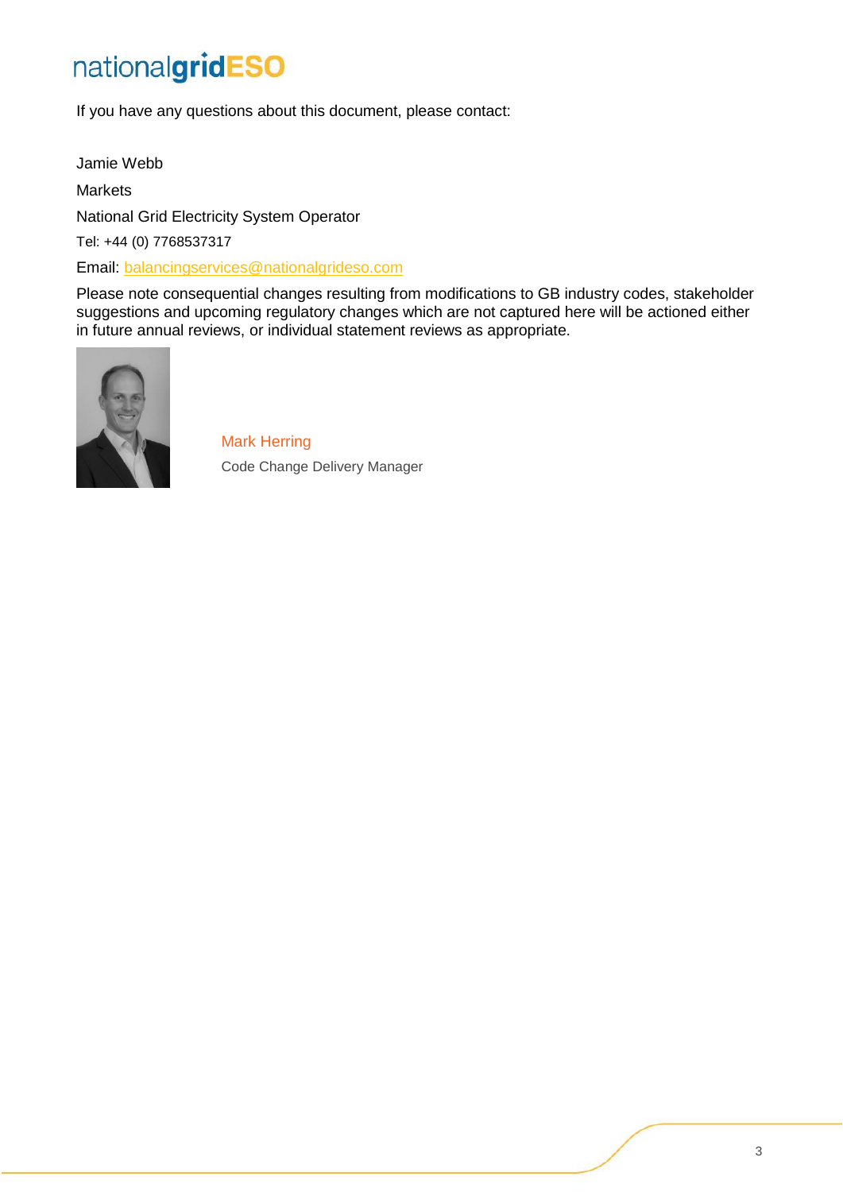If you have any questions about this document, please contact:

Jamie Webb

Markets

National Grid Electricity System Operator

Tel: +44 (0) 7768537317

Email: balancingservices@nationalgrideso.com

Please note consequential changes resulting from modifications to GB industry codes, stakeholder suggestions and upcoming regulatory changes which are not captured here will be actioned either in future annual reviews, or individual statement reviews as appropriate.

Mark Herring

Code Change Delivery Manager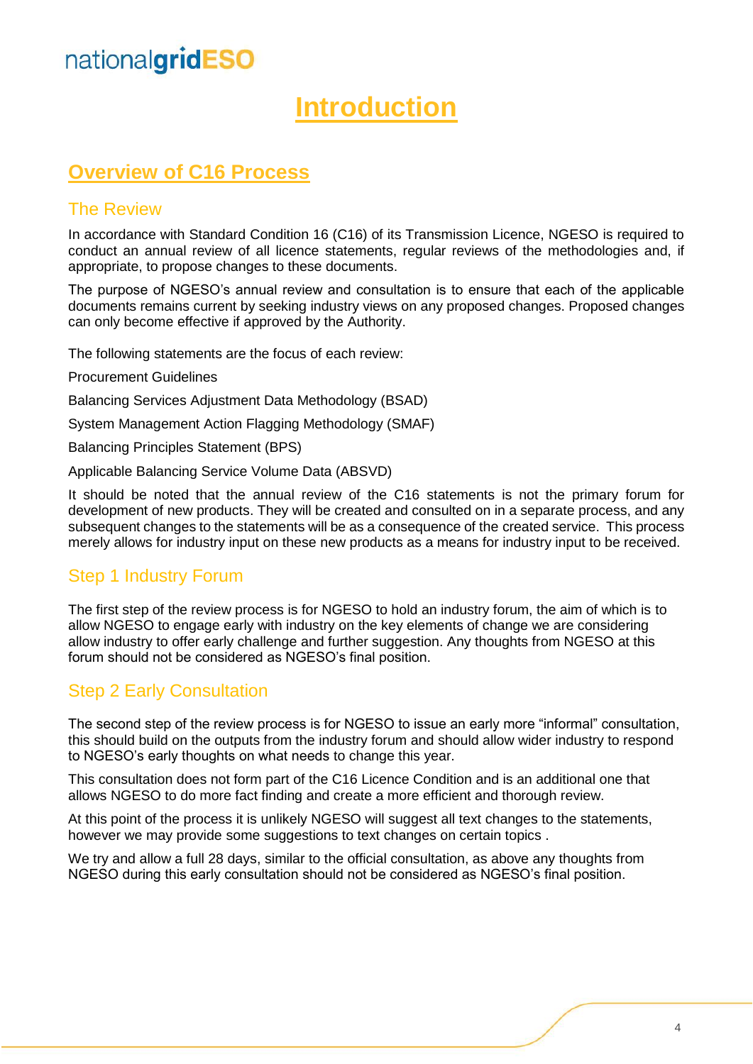# Introduction

## Overview of C16 Process

### The Review

In accordance with Standard Condition 16 (C16) of its Transmission Licence, NGESO is required to conduct an annual review of all licence statements, regular reviews of the methodologies and, if appropriate, to propose changes to these documents.

The purpose of NGESO's annual review and consultation is to ensure that each of the applicable documents remains current by seeking industry views on any proposed changes. Proposed changes can only become effective if approved by the Authority.

The following statements are the focus of each review:

Procurement Guidelines

Balancing Services Adjustment Data Methodology (BSAD)

System Management Action Flagging Methodology (SMAF)

Balancing Principles Statement (BPS)

Applicable Balancing Service Volume Data (ABSVD)

It should be noted that the annual review of the C16 statements is not the primary forum for development of new products. They will be created and consulted on in a separate process, and any subsequent changes to the statements will be as a consequence of the created service. This process merely allows for industry input on these new products as a means for industry input to be received.

### Step 1 Industry Forum

The first step of the review process is for NGESO to hold an industry forum, the aim of which is to allow NGESO to engage early with industry on the key elements of change we are considering allow industry to offer early challenge and further suggestion. Any thoughts from NGESO at this forum should not be considered as NGESO's final position.

### Step 2 Early Consultation

The second step of the review process is for NGESO to issue an early more "informal" consultation, this should build on the outputs from the industry forum and should allow wider industry to respond to NGESO's early thoughts on what needs to change this year.

This consultation does not form part of the C16 Licence Condition and is an additional one that allows NGESO to do more fact finding and create a more efficient and thorough review.

At this point of the process it is unlikely NGESO will suggest all text changes to the statements, however we may provide some suggestions to text changes on certain topics .

We try and allow a full 28 days, similar to the official consultation, as above any thoughts from NGESO during this early consultation should not be considered as NGESO's final position.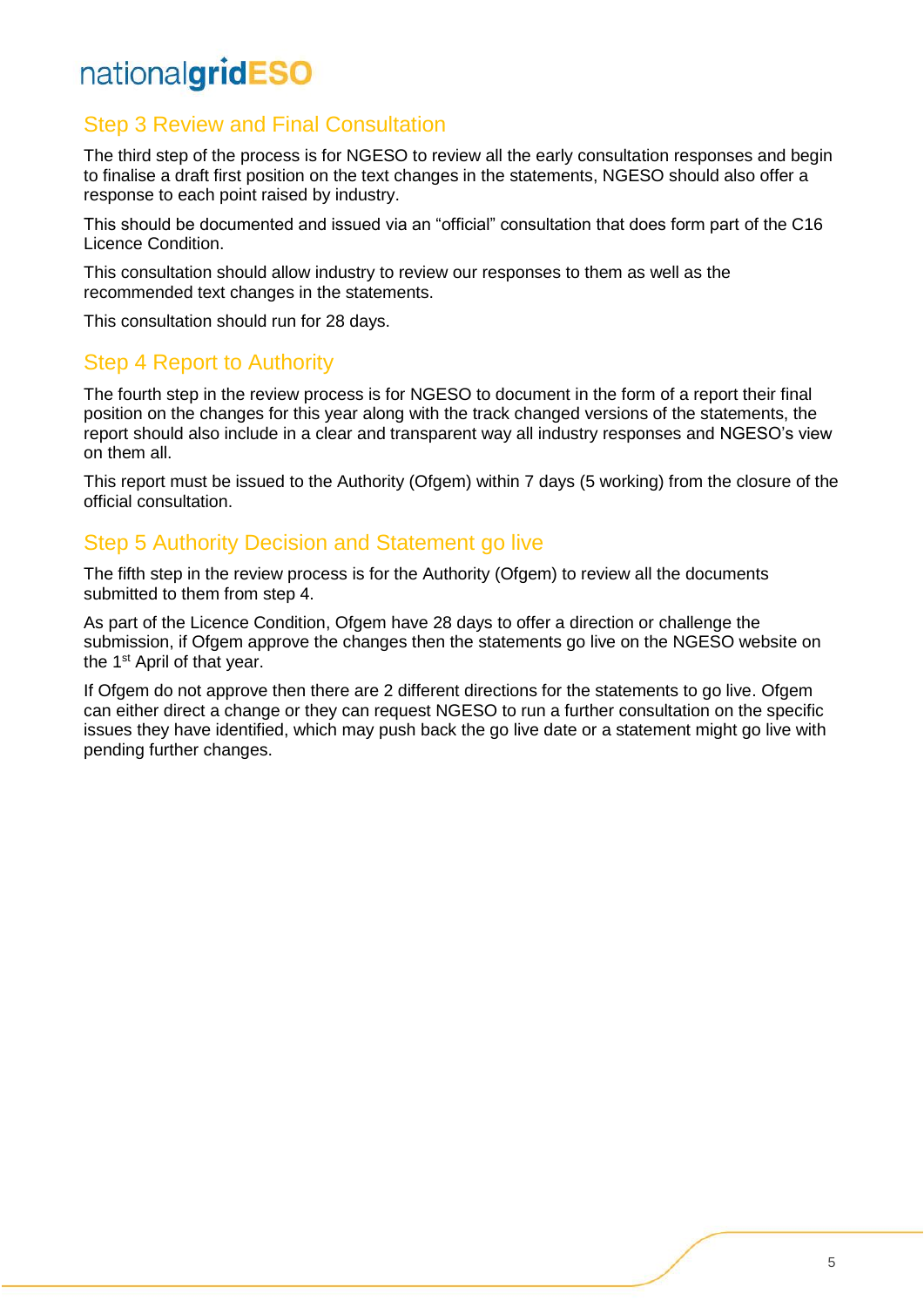## Step 3 Review and Final Consultation

The third step of the process is for NGESO to review all the early consultation responses and begin to finalise a draft first position on the text changes in the statements, NGESO should also offer a response to each point raised by industry.

This should be documented and issued via an "official" consultation that does form part of the C16 Licence Condition.

This consultation should allow industry to review our responses to them as well as the recommended text changes in the statements.

This consultation should run for 28 days.

## Step 4 Report to Authority

The fourth step in the review process is for NGESO to document in the form of a report their final position on the changes for this year along with the track changed versions of the statements, the report should also include in a clear and transparent way all industry responses and NGESO's view on them all.

This report must be issued to the Authority (Ofgem) within 7 days (5 working) from the closure of the official consultation.

## Step 5 Authority Decision and Statement go live

The fifth step in the review process is for the Authority (Ofgem) to review all the documents submitted to them from step 4.

As part of the Licence Condition, Ofgem have 28 days to offer a direction or challenge the submission, if Ofgem approve the changes then the statements go live on the NGESO website on the 1st April of that year.

If Ofgem do not approve then there are 2 different directions for the statements to go live. Ofgem can either direct a change or they can request NGESO to run a further consultation on the specific issues they have identified, which may push back the go live date or a statement might go live with pending further changes.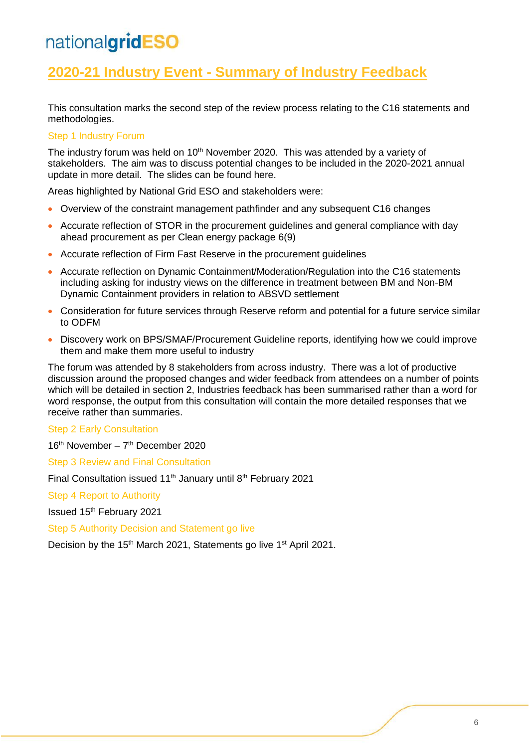## 2020-21 Industry Event - Summary of Industry Feedback

This consultation marks the second step of the review process relating to the C16 statements and methodologies.

### Step 1 Industry Forum

The industry forum was held on 10th November 2020. This was attended by a variety of stakeholders. The aim was to discuss potential changes to be included in the 2020-2021 annual update in more detail. The slides can be found here.

Areas highlighted by National Grid ESO and stakeholders were:

- Overview of the constraint management pathfinder and any subsequent C16 changes
- Accurate reflection of STOR in the procurement guidelines and general compliance with day ahead procurement as per Clean energy package 6(9)
- Accurate reflection of Firm Fast Reserve in the procurement guidelines
- Accurate reflection on Dynamic Containment/Moderation/Regulation into the C16 statements including asking for industry views on the difference in treatment between BM and Non-BM Dynamic Containment providers in relation to ABSVD settlement
- Consideration for future services through Reserve reform and potential for a future service similar to ODFM
- Discovery work on BPS/SMAF/Procurement Guideline reports, identifying how we could improve them and make them more useful to industry

The forum was attended by 8 stakeholders from across industry. There was a lot of productive discussion around the proposed changes and wider feedback from attendees on a number of points which will be detailed in section 2, Industries feedback has been summarised rather than a word for word response, the output from this consultation will contain the more detailed responses that we receive rather than summaries.

### Step 2 Early Consultation

16th November – 7th December 2020

### Step 3 Review and Final Consultation

Final Consultation issued 11th January until 8th February 2021

### Step 4 Report to Authority

Issued 15th February 2021

### Step 5 Authority Decision and Statement go live

Decision by the 15th March 2021, Statements go live 1st April 2021.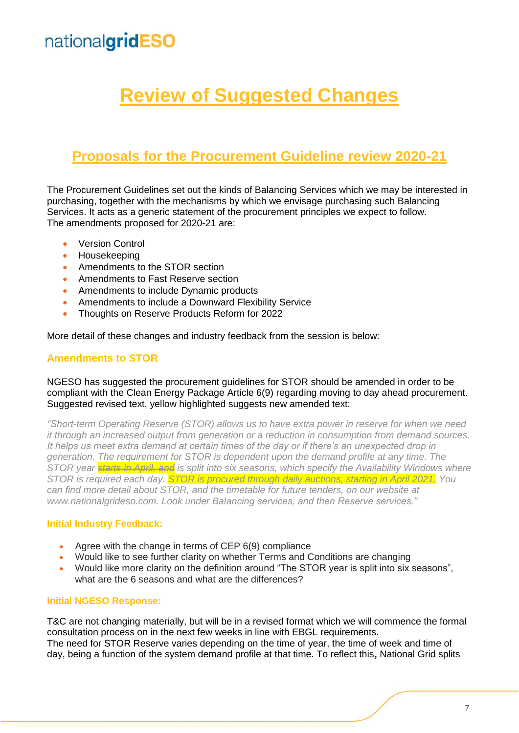# Review of Suggested Changes

## Proposals for the Procurement Guideline review 2020-21

The Procurement Guidelines set out the kinds of Balancing Services which we may be interested in purchasing, together with the mechanisms by which we envisage purchasing such Balancing Services. It acts as a generic statement of the procurement principles we expect to follow.
The amendments proposed for 2020-21 are:

- Version Control
- Housekeeping
- Amendments to the STOR section
- Amendments to Fast Reserve section
- Amendments to include Dynamic products
- Amendments to include a Downward Flexibility Service
- Thoughts on Reserve Products Reform for 2022

More detail of these changes and industry feedback from the session is below:

### Amendments to STOR

NGESO has suggested the procurement guidelines for STOR should be amended in order to be compliant with the Clean Energy Package Article 6(9) regarding moving to day ahead procurement. Suggested revised text, yellow highlighted suggests new amended text:

*"Short-term Operating Reserve (STOR) allows us to have extra power in reserve for when we need it through an increased output from generation or a reduction in consumption from demand sources. It helps us meet extra demand at certain times of the day or if there's an unexpected drop in generation. The requirement for STOR is dependent upon the demand profile at any time. The STOR year ~~starts in April, and~~ is split into six seasons, which specify the Availability Windows where STOR is required each day. STOR is procured through daily auctions, starting in April 2021. You can find more detail about STOR, and the timetable for future tenders, on our website at www.nationalgrideso.com. Look under Balancing services, and then Reserve services."*

#### Initial Industry Feedback:

- Agree with the change in terms of CEP 6(9) compliance
- Would like to see further clarity on whether Terms and Conditions are changing
- Would like more clarity on the definition around "The STOR year is split into six seasons", what are the 6 seasons and what are the differences?

#### Initial NGESO Response:

T&C are not changing materially, but will be in a revised format which we will commence the formal consultation process on in the next few weeks in line with EBGL requirements.
The need for STOR Reserve varies depending on the time of year, the time of week and time of day, being a function of the system demand profile at that time. To reflect this**,** National Grid splits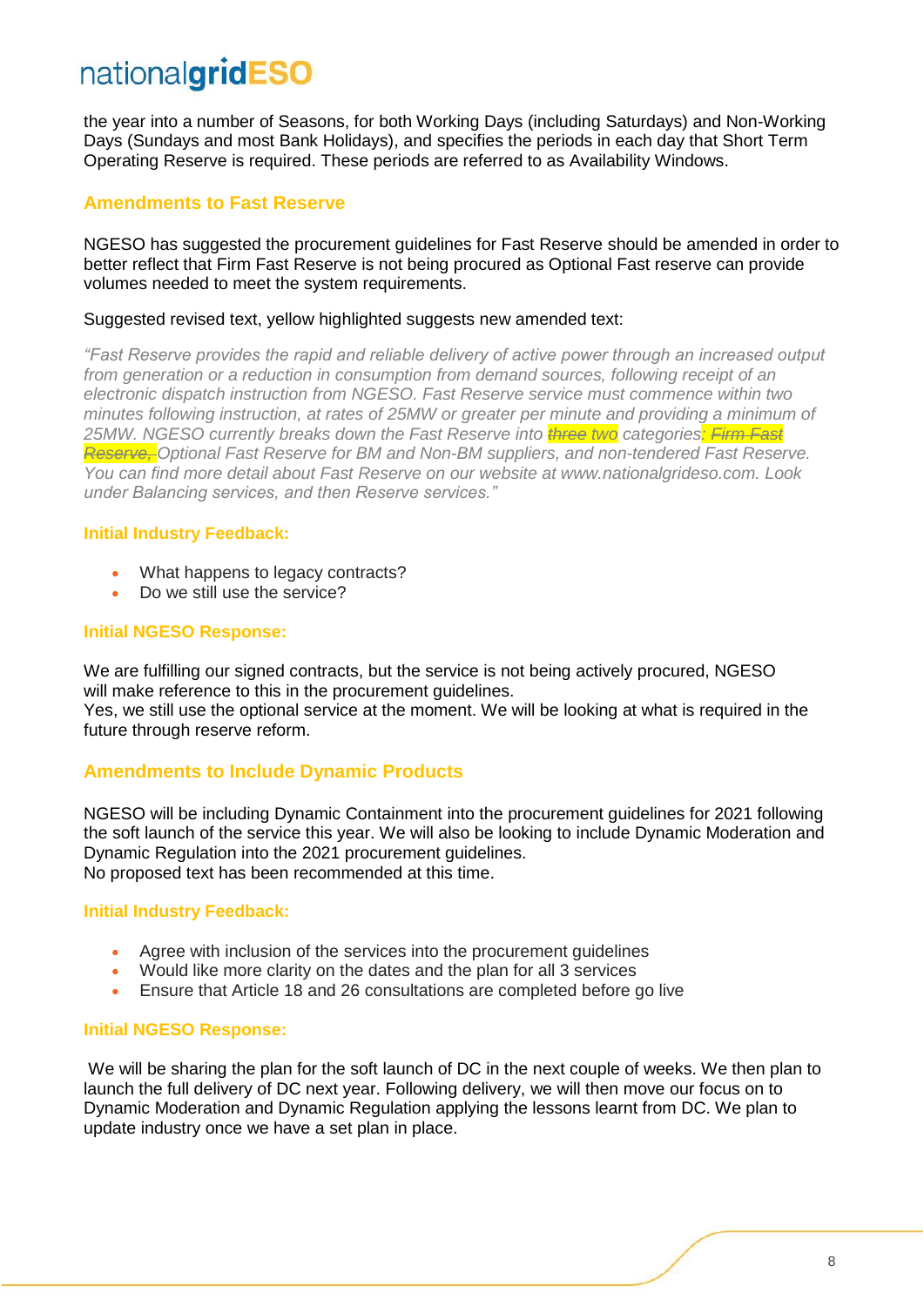the year into a number of Seasons, for both Working Days (including Saturdays) and Non-Working Days (Sundays and most Bank Holidays), and specifies the periods in each day that Short Term Operating Reserve is required. These periods are referred to as Availability Windows.

## Amendments to Fast Reserve

NGESO has suggested the procurement guidelines for Fast Reserve should be amended in order to better reflect that Firm Fast Reserve is not being procured as Optional Fast reserve can provide volumes needed to meet the system requirements.

Suggested revised text, yellow highlighted suggests new amended text:

*"Fast Reserve provides the rapid and reliable delivery of active power through an increased output from generation or a reduction in consumption from demand sources, following receipt of an electronic dispatch instruction from NGESO. Fast Reserve service must commence within two minutes following instruction, at rates of 25MW or greater per minute and providing a minimum of 25MW. NGESO currently breaks down the Fast Reserve into ~~three~~ two categories: ~~Firm Fast Reserve,~~ Optional Fast Reserve for BM and Non-BM suppliers, and non-tendered Fast Reserve. You can find more detail about Fast Reserve on our website at www.nationalgrideso.com. Look under Balancing services, and then Reserve services."*

### Initial Industry Feedback:

- What happens to legacy contracts?
- Do we still use the service?

### Initial NGESO Response:

We are fulfilling our signed contracts, but the service is not being actively procured, NGESO will make reference to this in the procurement guidelines.
Yes, we still use the optional service at the moment. We will be looking at what is required in the future through reserve reform.

## Amendments to Include Dynamic Products

NGESO will be including Dynamic Containment into the procurement guidelines for 2021 following the soft launch of the service this year. We will also be looking to include Dynamic Moderation and Dynamic Regulation into the 2021 procurement guidelines.
No proposed text has been recommended at this time.

### Initial Industry Feedback:

- Agree with inclusion of the services into the procurement guidelines
- Would like more clarity on the dates and the plan for all 3 services
- Ensure that Article 18 and 26 consultations are completed before go live

### Initial NGESO Response:

We will be sharing the plan for the soft launch of DC in the next couple of weeks. We then plan to launch the full delivery of DC next year. Following delivery, we will then move our focus on to Dynamic Moderation and Dynamic Regulation applying the lessons learnt from DC. We plan to update industry once we have a set plan in place.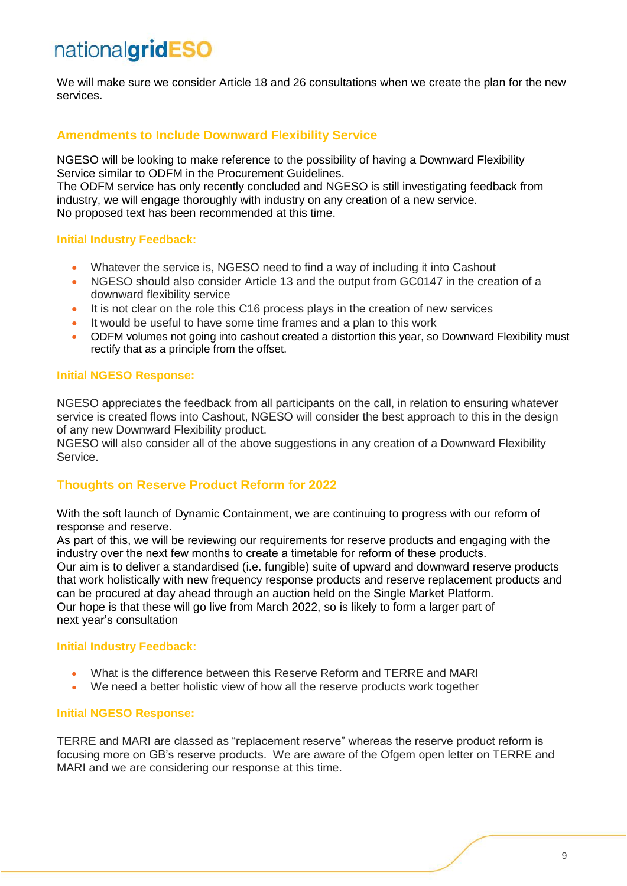We will make sure we consider Article 18 and 26 consultations when we create the plan for the new services.

## Amendments to Include Downward Flexibility Service

NGESO will be looking to make reference to the possibility of having a Downward Flexibility Service similar to ODFM in the Procurement Guidelines.
The ODFM service has only recently concluded and NGESO is still investigating feedback from industry, we will engage thoroughly with industry on any creation of a new service.
No proposed text has been recommended at this time.

### Initial Industry Feedback:

- Whatever the service is, NGESO need to find a way of including it into Cashout
- NGESO should also consider Article 13 and the output from GC0147 in the creation of a downward flexibility service
- It is not clear on the role this C16 process plays in the creation of new services
- It would be useful to have some time frames and a plan to this work
- ODFM volumes not going into cashout created a distortion this year, so Downward Flexibility must rectify that as a principle from the offset.

### Initial NGESO Response:

NGESO appreciates the feedback from all participants on the call, in relation to ensuring whatever service is created flows into Cashout, NGESO will consider the best approach to this in the design of any new Downward Flexibility product.
NGESO will also consider all of the above suggestions in any creation of a Downward Flexibility Service.

## Thoughts on Reserve Product Reform for 2022

With the soft launch of Dynamic Containment, we are continuing to progress with our reform of response and reserve.
As part of this, we will be reviewing our requirements for reserve products and engaging with the industry over the next few months to create a timetable for reform of these products.
Our aim is to deliver a standardised (i.e. fungible) suite of upward and downward reserve products that work holistically with new frequency response products and reserve replacement products and can be procured at day ahead through an auction held on the Single Market Platform.
Our hope is that these will go live from March 2022, so is likely to form a larger part of next year's consultation

### Initial Industry Feedback:

- What is the difference between this Reserve Reform and TERRE and MARI
- We need a better holistic view of how all the reserve products work together

### Initial NGESO Response:

TERRE and MARI are classed as "replacement reserve" whereas the reserve product reform is focusing more on GB's reserve products. We are aware of the Ofgem open letter on TERRE and MARI and we are considering our response at this time.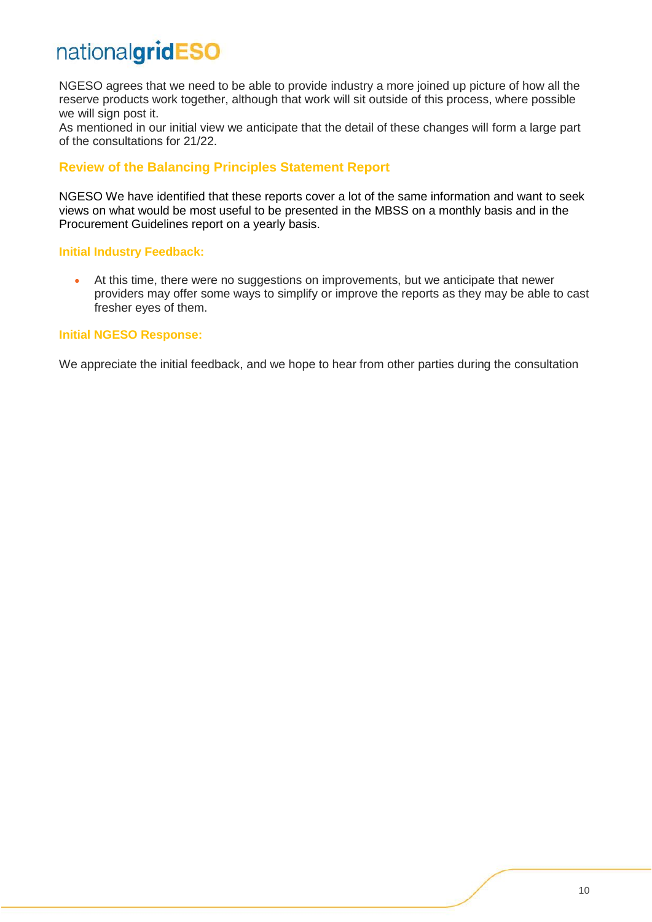NGESO agrees that we need to be able to provide industry a more joined up picture of how all the reserve products work together, although that work will sit outside of this process, where possible we will sign post it.
As mentioned in our initial view we anticipate that the detail of these changes will form a large part of the consultations for 21/22.

## Review of the Balancing Principles Statement Report

NGESO We have identified that these reports cover a lot of the same information and want to seek views on what would be most useful to be presented in the MBSS on a monthly basis and in the Procurement Guidelines report on a yearly basis.

### Initial Industry Feedback:

- At this time, there were no suggestions on improvements, but we anticipate that newer providers may offer some ways to simplify or improve the reports as they may be able to cast fresher eyes of them.

### Initial NGESO Response:

We appreciate the initial feedback, and we hope to hear from other parties during the consultation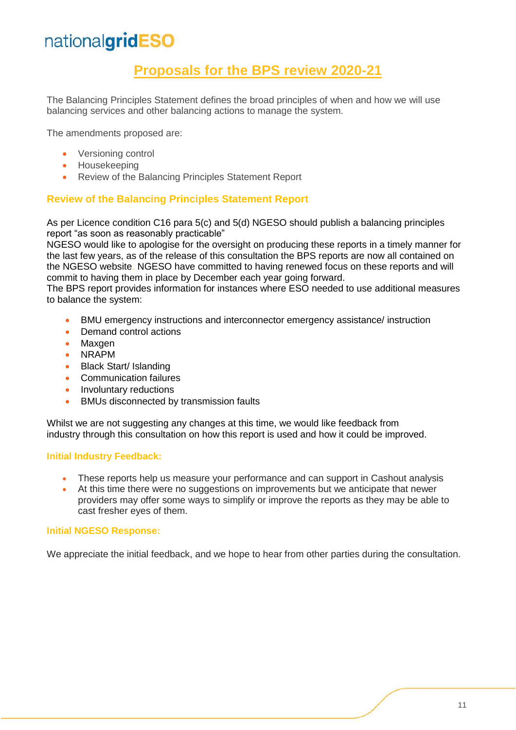# Proposals for the BPS review 2020-21

The Balancing Principles Statement defines the broad principles of when and how we will use balancing services and other balancing actions to manage the system.

The amendments proposed are:

- Versioning control
- Housekeeping
- Review of the Balancing Principles Statement Report

## Review of the Balancing Principles Statement Report

As per Licence condition C16 para 5(c) and 5(d) NGESO should publish a balancing principles report “as soon as reasonably practicable”
NGESO would like to apologise for the oversight on producing these reports in a timely manner for the last few years, as of the release of this consultation the BPS reports are now all contained on the NGESO website. NGESO have committed to having renewed focus on these reports and will commit to having them in place by December each year going forward.
The BPS report provides information for instances where ESO needed to use additional measures to balance the system:

- BMU emergency instructions and interconnector emergency assistance/ instruction
- Demand control actions
- Maxgen
- NRAPM
- Black Start/ Islanding
- Communication failures
- Involuntary reductions
- BMUs disconnected by transmission faults

Whilst we are not suggesting any changes at this time, we would like feedback from industry through this consultation on how this report is used and how it could be improved.

### Initial Industry Feedback:

- These reports help us measure your performance and can support in Cashout analysis
- At this time there were no suggestions on improvements but we anticipate that newer providers may offer some ways to simplify or improve the reports as they may be able to cast fresher eyes of them.

### Initial NGESO Response:

We appreciate the initial feedback, and we hope to hear from other parties during the consultation.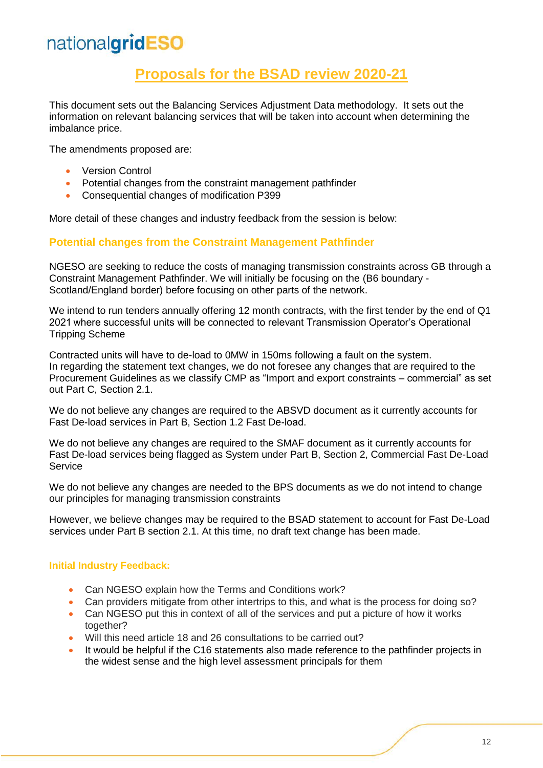# Proposals for the BSAD review 2020-21

This document sets out the Balancing Services Adjustment Data methodology. It sets out the information on relevant balancing services that will be taken into account when determining the imbalance price.

The amendments proposed are:

- Version Control
- Potential changes from the constraint management pathfinder
- Consequential changes of modification P399

More detail of these changes and industry feedback from the session is below:

## Potential changes from the Constraint Management Pathfinder

NGESO are seeking to reduce the costs of managing transmission constraints across GB through a Constraint Management Pathfinder. We will initially be focusing on the (B6 boundary - Scotland/England border) before focusing on other parts of the network.

We intend to run tenders annually offering 12 month contracts, with the first tender by the end of Q1 2021 where successful units will be connected to relevant Transmission Operator's Operational Tripping Scheme

Contracted units will have to de-load to 0MW in 150ms following a fault on the system.
In regarding the statement text changes, we do not foresee any changes that are required to the Procurement Guidelines as we classify CMP as "Import and export constraints – commercial" as set out Part C, Section 2.1.

We do not believe any changes are required to the ABSVD document as it currently accounts for Fast De-load services in Part B, Section 1.2 Fast De-load.

We do not believe any changes are required to the SMAF document as it currently accounts for Fast De-load services being flagged as System under Part B, Section 2, Commercial Fast De-Load Service

We do not believe any changes are needed to the BPS documents as we do not intend to change our principles for managing transmission constraints

However, we believe changes may be required to the BSAD statement to account for Fast De-Load services under Part B section 2.1. At this time, no draft text change has been made.

### Initial Industry Feedback:

- Can NGESO explain how the Terms and Conditions work?
- Can providers mitigate from other intertrips to this, and what is the process for doing so?
- Can NGESO put this in context of all of the services and put a picture of how it works together?
- Will this need article 18 and 26 consultations to be carried out?
- It would be helpful if the C16 statements also made reference to the pathfinder projects in the widest sense and the high level assessment principals for them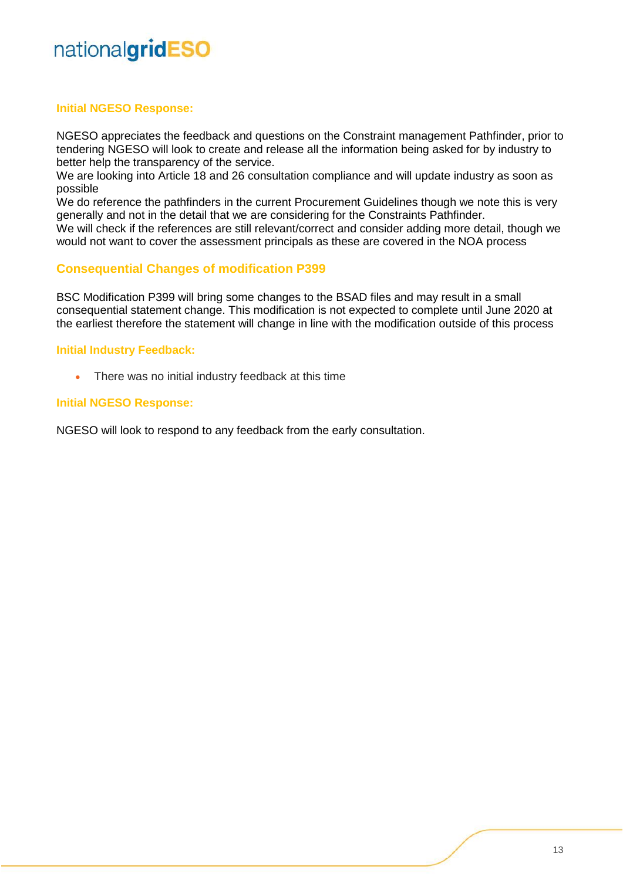#### Initial NGESO Response:

NGESO appreciates the feedback and questions on the Constraint management Pathfinder, prior to tendering NGESO will look to create and release all the information being asked for by industry to better help the transparency of the service.
We are looking into Article 18 and 26 consultation compliance and will update industry as soon as possible
We do reference the pathfinders in the current Procurement Guidelines though we note this is very generally and not in the detail that we are considering for the Constraints Pathfinder.
We will check if the references are still relevant/correct and consider adding more detail, though we would not want to cover the assessment principals as these are covered in the NOA process

### Consequential Changes of modification P399

BSC Modification P399 will bring some changes to the BSAD files and may result in a small consequential statement change. This modification is not expected to complete until June 2020 at the earliest therefore the statement will change in line with the modification outside of this process

#### Initial Industry Feedback:

- There was no initial industry feedback at this time

#### Initial NGESO Response:

NGESO will look to respond to any feedback from the early consultation.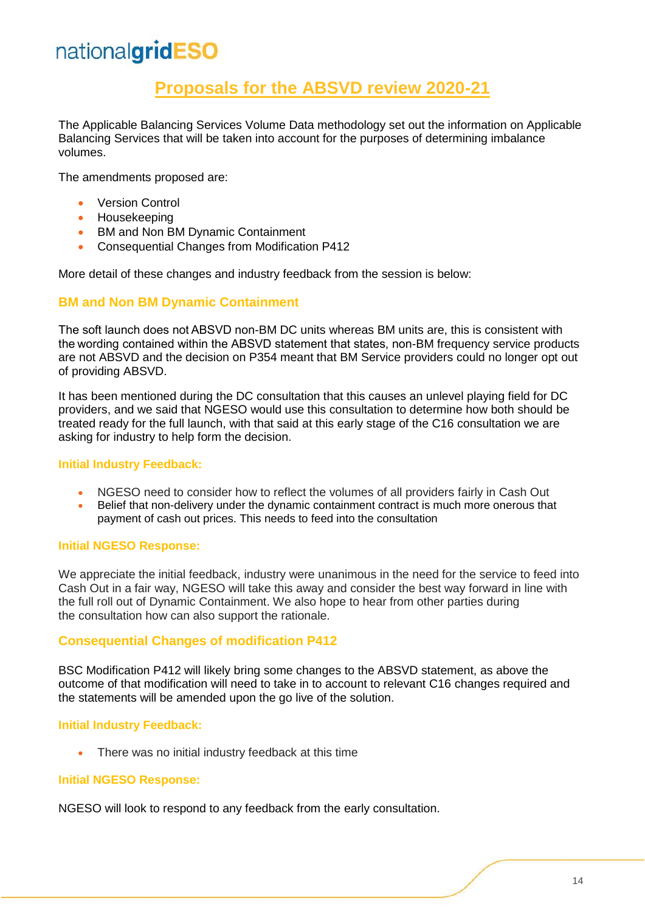## Proposals for the ABSVD review 2020-21

The Applicable Balancing Services Volume Data methodology set out the information on Applicable Balancing Services that will be taken into account for the purposes of determining imbalance volumes.

The amendments proposed are:

- Version Control
- Housekeeping
- BM and Non BM Dynamic Containment
- Consequential Changes from Modification P412

More detail of these changes and industry feedback from the session is below:

### BM and Non BM Dynamic Containment

The soft launch does not ABSVD non-BM DC units whereas BM units are, this is consistent with the wording contained within the ABSVD statement that states, non-BM frequency service products are not ABSVD and the decision on P354 meant that BM Service providers could no longer opt out of providing ABSVD.

It has been mentioned during the DC consultation that this causes an unlevel playing field for DC providers, and we said that NGESO would use this consultation to determine how both should be treated ready for the full launch, with that said at this early stage of the C16 consultation we are asking for industry to help form the decision.

#### Initial Industry Feedback:

- NGESO need to consider how to reflect the volumes of all providers fairly in Cash Out
- Belief that non-delivery under the dynamic containment contract is much more onerous that payment of cash out prices. This needs to feed into the consultation

#### Initial NGESO Response:

We appreciate the initial feedback, industry were unanimous in the need for the service to feed into Cash Out in a fair way, NGESO will take this away and consider the best way forward in line with the full roll out of Dynamic Containment. We also hope to hear from other parties during the consultation how can also support the rationale.

### Consequential Changes of modification P412

BSC Modification P412 will likely bring some changes to the ABSVD statement, as above the outcome of that modification will need to take in to account to relevant C16 changes required and the statements will be amended upon the go live of the solution.

#### Initial Industry Feedback:

- There was no initial industry feedback at this time

#### Initial NGESO Response:

NGESO will look to respond to any feedback from the early consultation.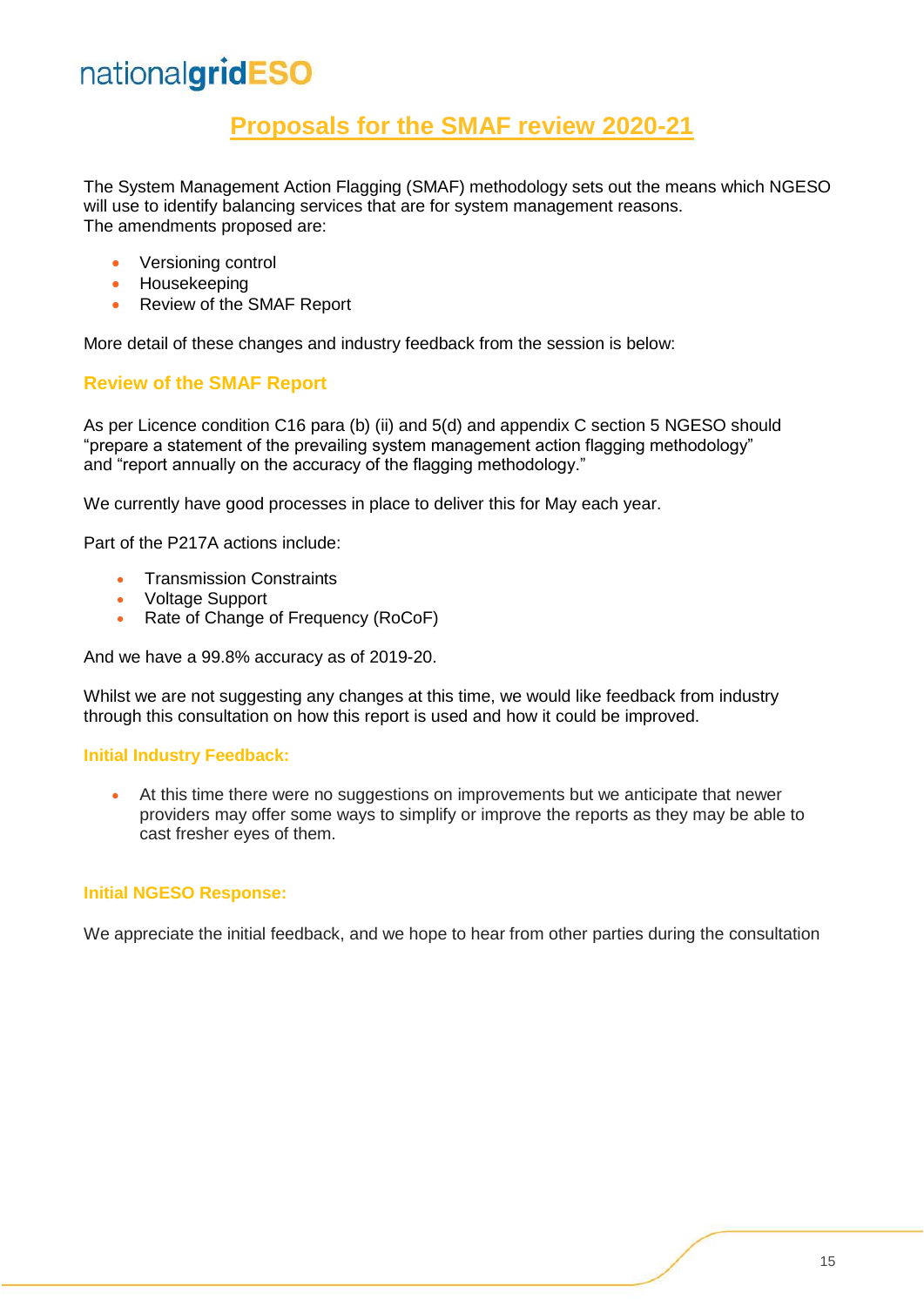# Proposals for the SMAF review 2020-21

The System Management Action Flagging (SMAF) methodology sets out the means which NGESO will use to identify balancing services that are for system management reasons.
The amendments proposed are:

- Versioning control
- Housekeeping
- Review of the SMAF Report

More detail of these changes and industry feedback from the session is below:

## Review of the SMAF Report

As per Licence condition C16 para (b) (ii) and 5(d) and appendix C section 5 NGESO should "prepare a statement of the prevailing system management action flagging methodology" and "report annually on the accuracy of the flagging methodology."

We currently have good processes in place to deliver this for May each year.

Part of the P217A actions include:

- Transmission Constraints
- Voltage Support
- Rate of Change of Frequency (RoCoF)

And we have a 99.8% accuracy as of 2019-20.

Whilst we are not suggesting any changes at this time, we would like feedback from industry through this consultation on how this report is used and how it could be improved.

### Initial Industry Feedback:

- At this time there were no suggestions on improvements but we anticipate that newer providers may offer some ways to simplify or improve the reports as they may be able to cast fresher eyes of them.

### Initial NGESO Response:

We appreciate the initial feedback, and we hope to hear from other parties during the consultation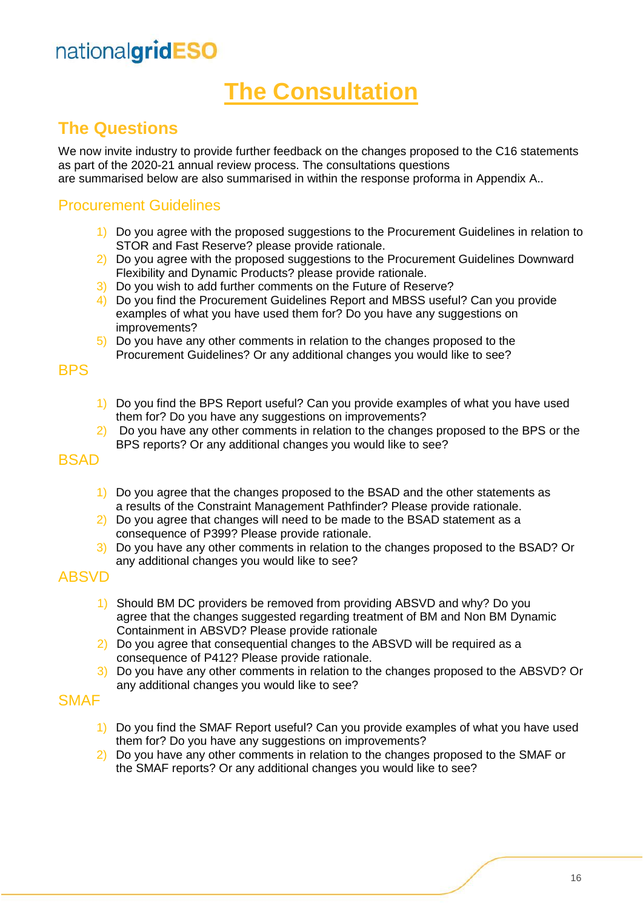# The Consultation

## The Questions

We now invite industry to provide further feedback on the changes proposed to the C16 statements as part of the 2020-21 annual review process. The consultations questions are summarised below are also summarised in within the response proforma in Appendix A..

### Procurement Guidelines

1) Do you agree with the proposed suggestions to the Procurement Guidelines in relation to STOR and Fast Reserve? please provide rationale.
2) Do you agree with the proposed suggestions to the Procurement Guidelines Downward Flexibility and Dynamic Products? please provide rationale.
3) Do you wish to add further comments on the Future of Reserve?
4) Do you find the Procurement Guidelines Report and MBSS useful? Can you provide examples of what you have used them for? Do you have any suggestions on improvements?
5) Do you have any other comments in relation to the changes proposed to the Procurement Guidelines? Or any additional changes you would like to see?

### BPS

1) Do you find the BPS Report useful? Can you provide examples of what you have used them for? Do you have any suggestions on improvements?
2) Do you have any other comments in relation to the changes proposed to the BPS or the BPS reports? Or any additional changes you would like to see?

### BSAD

1) Do you agree that the changes proposed to the BSAD and the other statements as a results of the Constraint Management Pathfinder? Please provide rationale.
2) Do you agree that changes will need to be made to the BSAD statement as a consequence of P399? Please provide rationale.
3) Do you have any other comments in relation to the changes proposed to the BSAD? Or any additional changes you would like to see?

### ABSVD

1) Should BM DC providers be removed from providing ABSVD and why? Do you agree that the changes suggested regarding treatment of BM and Non BM Dynamic Containment in ABSVD? Please provide rationale
2) Do you agree that consequential changes to the ABSVD will be required as a consequence of P412? Please provide rationale.
3) Do you have any other comments in relation to the changes proposed to the ABSVD? Or any additional changes you would like to see?

### SMAF

1) Do you find the SMAF Report useful? Can you provide examples of what you have used them for? Do you have any suggestions on improvements?
2) Do you have any other comments in relation to the changes proposed to the SMAF or the SMAF reports? Or any additional changes you would like to see?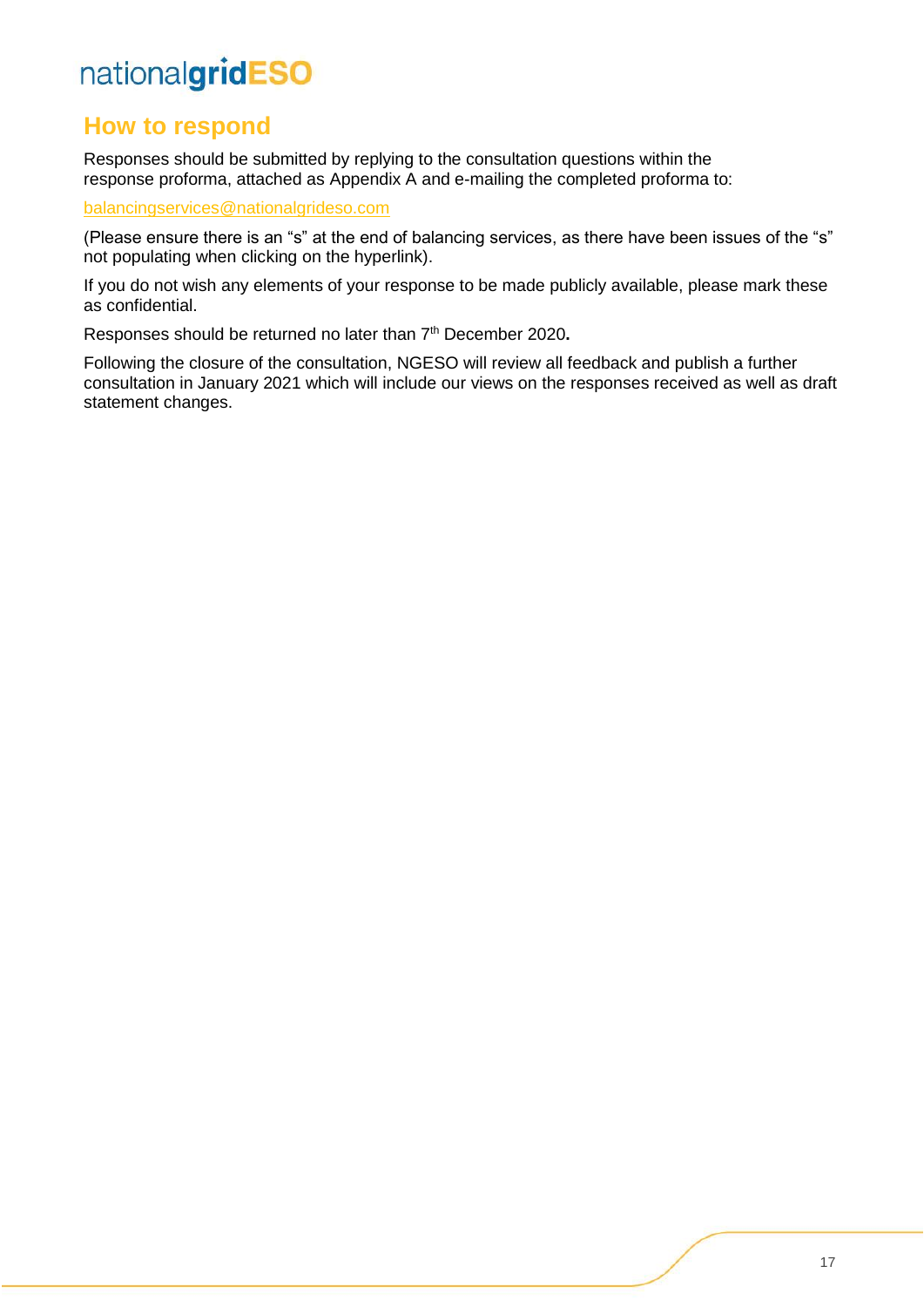## How to respond

Responses should be submitted by replying to the consultation questions within the response proforma, attached as Appendix A and e-mailing the completed proforma to:

balancingservices@nationalgrideso.com

(Please ensure there is an "s" at the end of balancing services, as there have been issues of the "s" not populating when clicking on the hyperlink).

If you do not wish any elements of your response to be made publicly available, please mark these as confidential.

Responses should be returned no later than 7th December 2020**.**

Following the closure of the consultation, NGESO will review all feedback and publish a further consultation in January 2021 which will include our views on the responses received as well as draft statement changes.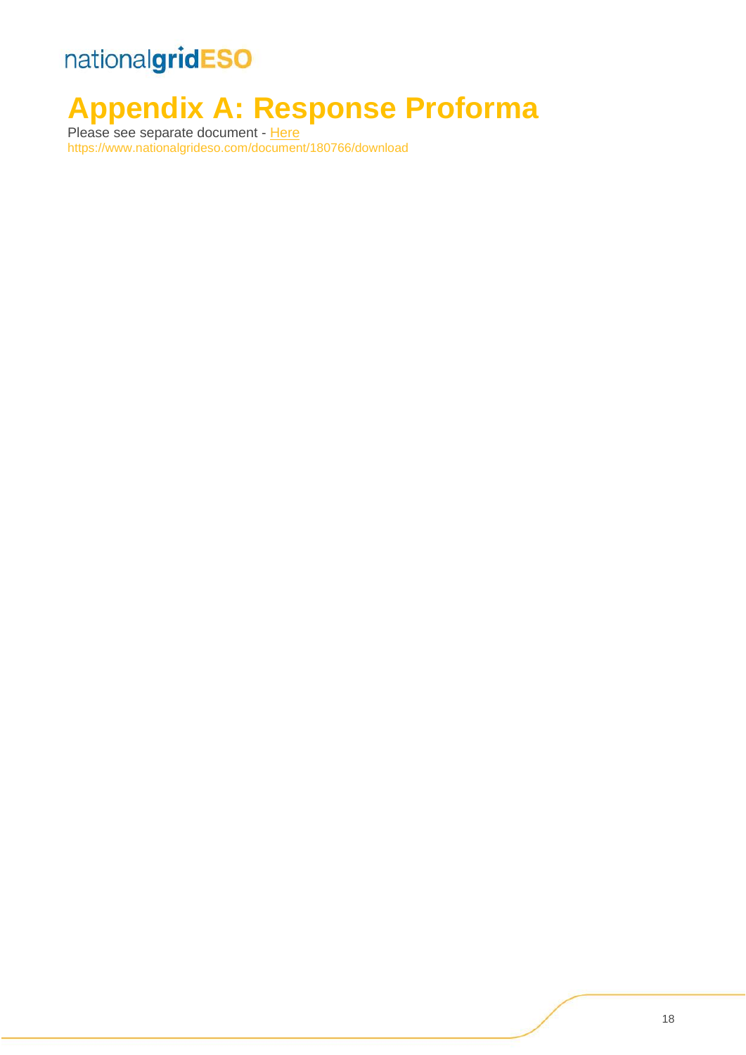# Appendix A: Response Proforma

Please see separate document - Here
https://www.nationalgrideso.com/document/180766/download